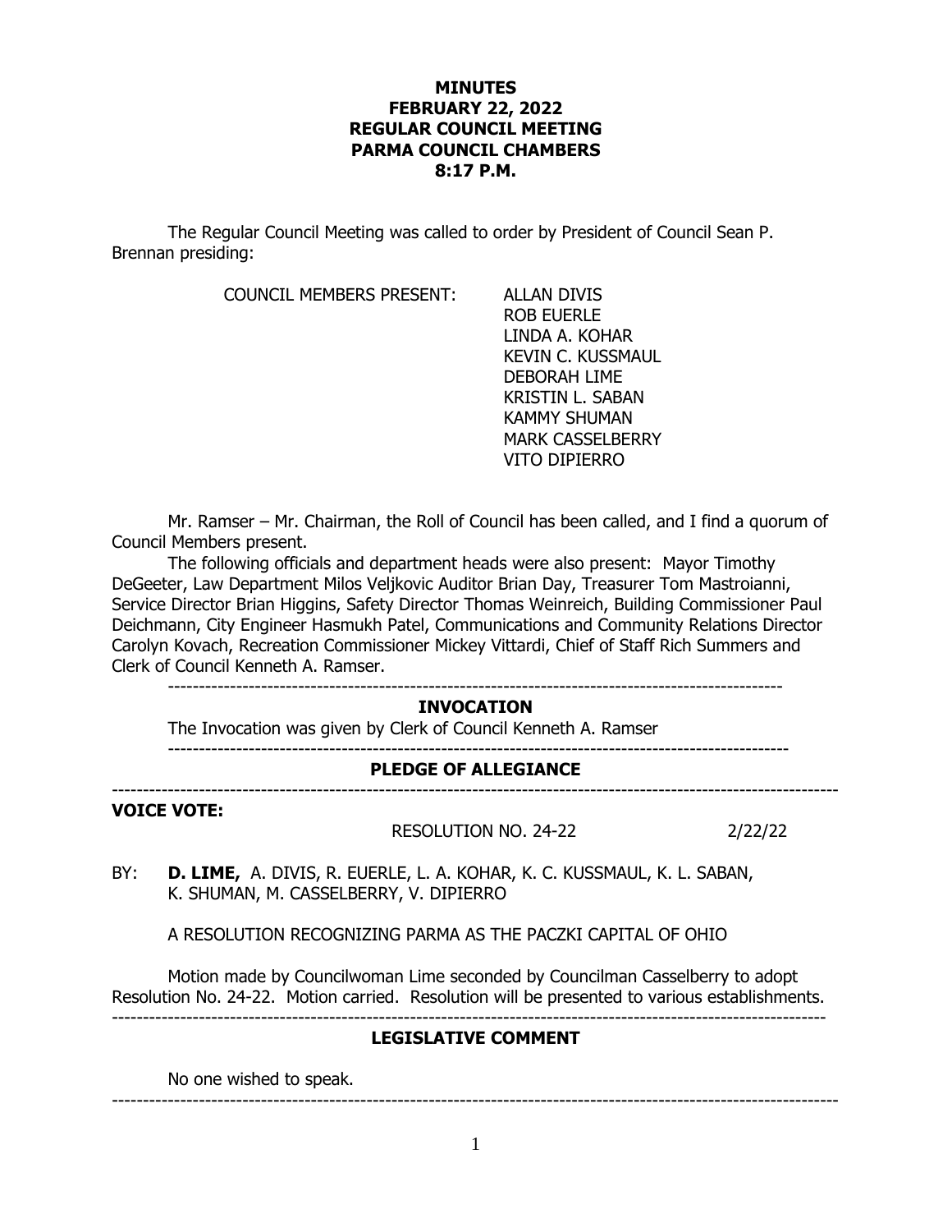**MINUTES**
**FEBRUARY 22, 2022**
**REGULAR COUNCIL MEETING**
**PARMA COUNCIL CHAMBERS**
**8:17 P.M.**

The Regular Council Meeting was called to order by President of Council Sean P. Brennan presiding:

COUNCIL MEMBERS PRESENT:
ALLAN DIVIS
ROB EUERLE
LINDA A. KOHAR
KEVIN C. KUSSMAUL
DEBORAH LIME
KRISTIN L. SABAN
KAMMY SHUMAN
MARK CASSELBERRY
VITO DIPIERRO

Mr. Ramser – Mr. Chairman, the Roll of Council has been called, and I find a quorum of Council Members present.

The following officials and department heads were also present: Mayor Timothy DeGeeter, Law Department Milos Veljkovic Auditor Brian Day, Treasurer Tom Mastroianni, Service Director Brian Higgins, Safety Director Thomas Weinreich, Building Commissioner Paul Deichmann, City Engineer Hasmukh Patel, Communications and Community Relations Director Carolyn Kovach, Recreation Commissioner Mickey Vittardi, Chief of Staff Rich Summers and Clerk of Council Kenneth A. Ramser.

---

**INVOCATION**

The Invocation was given by Clerk of Council Kenneth A. Ramser

---

**PLEDGE OF ALLEGIANCE**

---

**VOICE VOTE:**

RESOLUTION NO. 24-22 2/22/22

BY: **D. LIME,** A. DIVIS, R. EUERLE, L. A. KOHAR, K. C. KUSSMAUL, K. L. SABAN, K. SHUMAN, M. CASSELBERRY, V. DIPIERRO

A RESOLUTION RECOGNIZING PARMA AS THE PACZKI CAPITAL OF OHIO

Motion made by Councilwoman Lime seconded by Councilman Casselberry to adopt Resolution No. 24-22. Motion carried. Resolution will be presented to various establishments.

---

**LEGISLATIVE COMMENT**

No one wished to speak.

---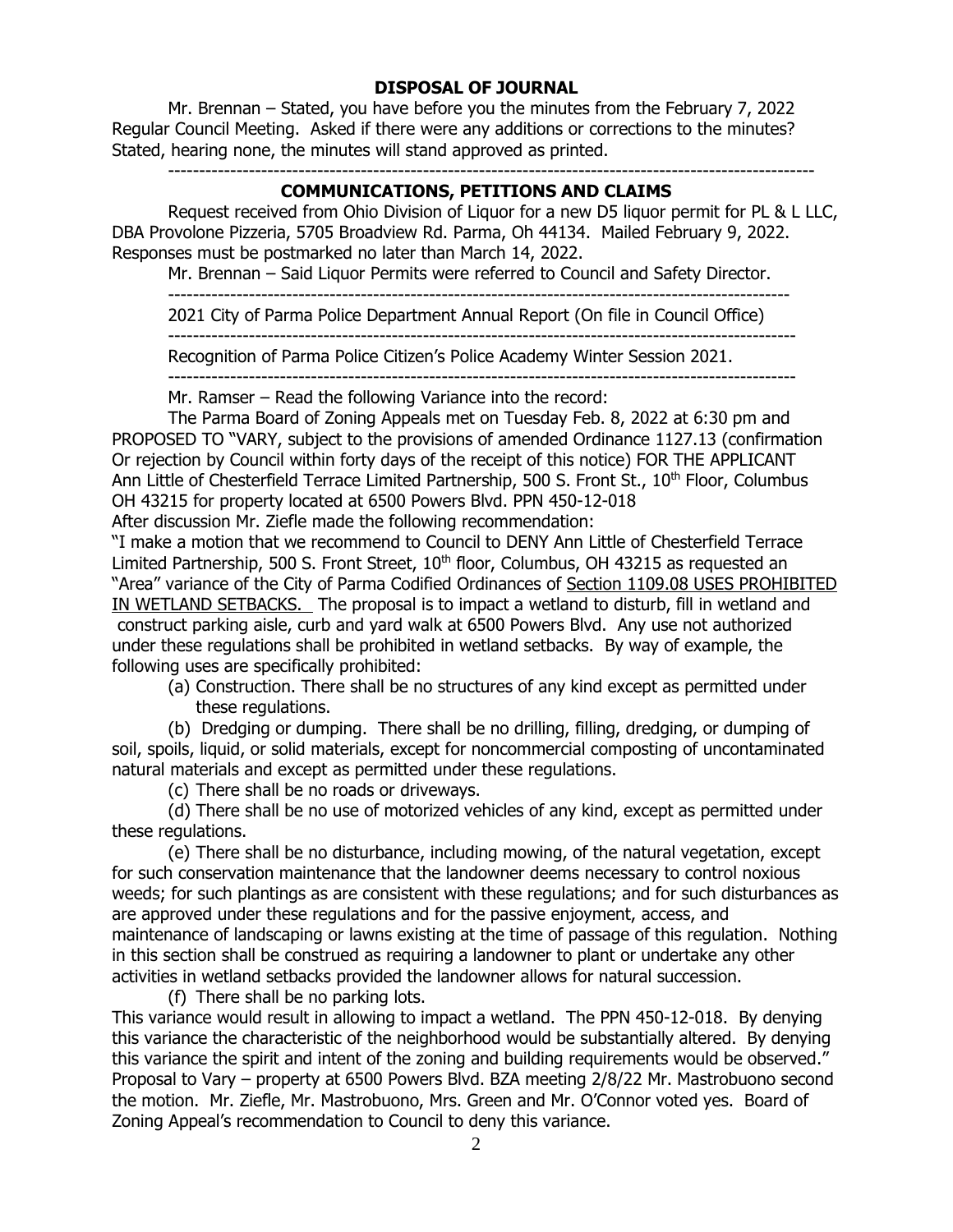**DISPOSAL OF JOURNAL**

Mr. Brennan – Stated, you have before you the minutes from the February 7, 2022 Regular Council Meeting. Asked if there were any additions or corrections to the minutes? Stated, hearing none, the minutes will stand approved as printed.

---

**COMMUNICATIONS, PETITIONS AND CLAIMS**

Request received from Ohio Division of Liquor for a new D5 liquor permit for PL & L LLC, DBA Provolone Pizzeria, 5705 Broadview Rd. Parma, Oh 44134. Mailed February 9, 2022. Responses must be postmarked no later than March 14, 2022.

Mr. Brennan – Said Liquor Permits were referred to Council and Safety Director.

---

2021 City of Parma Police Department Annual Report (On file in Council Office)

---

Recognition of Parma Police Citizen's Police Academy Winter Session 2021.

---

Mr. Ramser – Read the following Variance into the record:

The Parma Board of Zoning Appeals met on Tuesday Feb. 8, 2022 at 6:30 pm and PROPOSED TO "VARY, subject to the provisions of amended Ordinance 1127.13 (confirmation Or rejection by Council within forty days of the receipt of this notice) FOR THE APPLICANT Ann Little of Chesterfield Terrace Limited Partnership, 500 S. Front St., 10th Floor, Columbus OH 43215 for property located at 6500 Powers Blvd. PPN 450-12-018

After discussion Mr. Ziefle made the following recommendation:

"I make a motion that we recommend to Council to DENY Ann Little of Chesterfield Terrace Limited Partnership, 500 S. Front Street, 10th floor, Columbus, OH 43215 as requested an "Area" variance of the City of Parma Codified Ordinances of Section 1109.08 USES PROHIBITED IN WETLAND SETBACKS. The proposal is to impact a wetland to disturb, fill in wetland and construct parking aisle, curb and yard walk at 6500 Powers Blvd. Any use not authorized under these regulations shall be prohibited in wetland setbacks. By way of example, the following uses are specifically prohibited:

(a) Construction. There shall be no structures of any kind except as permitted under these regulations.

(b) Dredging or dumping. There shall be no drilling, filling, dredging, or dumping of soil, spoils, liquid, or solid materials, except for noncommercial composting of uncontaminated natural materials and except as permitted under these regulations.

(c) There shall be no roads or driveways.

(d) There shall be no use of motorized vehicles of any kind, except as permitted under these regulations.

(e) There shall be no disturbance, including mowing, of the natural vegetation, except for such conservation maintenance that the landowner deems necessary to control noxious weeds; for such plantings as are consistent with these regulations; and for such disturbances as are approved under these regulations and for the passive enjoyment, access, and maintenance of landscaping or lawns existing at the time of passage of this regulation. Nothing in this section shall be construed as requiring a landowner to plant or undertake any other activities in wetland setbacks provided the landowner allows for natural succession.

(f) There shall be no parking lots.

This variance would result in allowing to impact a wetland. The PPN 450-12-018. By denying this variance the characteristic of the neighborhood would be substantially altered. By denying this variance the spirit and intent of the zoning and building requirements would be observed." Proposal to Vary – property at 6500 Powers Blvd. BZA meeting 2/8/22 Mr. Mastrobuono second the motion. Mr. Ziefle, Mr. Mastrobuono, Mrs. Green and Mr. O'Connor voted yes. Board of Zoning Appeal's recommendation to Council to deny this variance.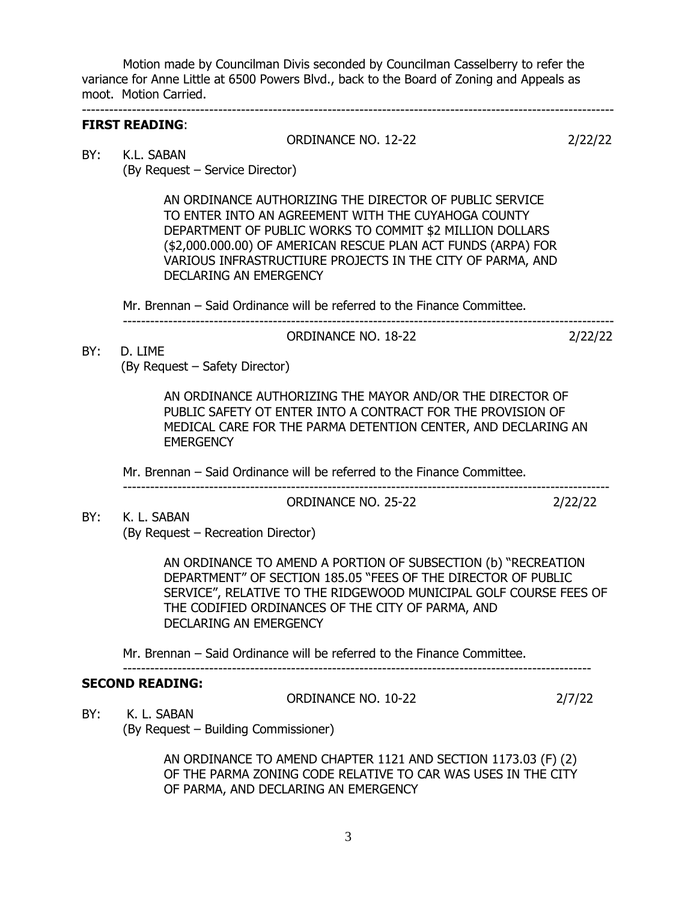Motion made by Councilman Divis seconded by Councilman Casselberry to refer the variance for Anne Little at 6500 Powers Blvd., back to the Board of Zoning and Appeals as moot. Motion Carried.

---

**FIRST READING**:

ORDINANCE NO. 12-22 2/22/22

BY: K.L. SABAN
(By Request – Service Director)

AN ORDINANCE AUTHORIZING THE DIRECTOR OF PUBLIC SERVICE TO ENTER INTO AN AGREEMENT WITH THE CUYAHOGA COUNTY DEPARTMENT OF PUBLIC WORKS TO COMMIT $2 MILLION DOLLARS ($2,000.000.00) OF AMERICAN RESCUE PLAN ACT FUNDS (ARPA) FOR VARIOUS INFRASTRUCTIURE PROJECTS IN THE CITY OF PARMA, AND DECLARING AN EMERGENCY

Mr. Brennan – Said Ordinance will be referred to the Finance Committee.

---

ORDINANCE NO. 18-22 2/22/22

BY: D. LIME
(By Request – Safety Director)

AN ORDINANCE AUTHORIZING THE MAYOR AND/OR THE DIRECTOR OF PUBLIC SAFETY OT ENTER INTO A CONTRACT FOR THE PROVISION OF MEDICAL CARE FOR THE PARMA DETENTION CENTER, AND DECLARING AN EMERGENCY

Mr. Brennan – Said Ordinance will be referred to the Finance Committee.

---

ORDINANCE NO. 25-22 2/22/22

BY: K. L. SABAN
(By Request – Recreation Director)

AN ORDINANCE TO AMEND A PORTION OF SUBSECTION (b) "RECREATION DEPARTMENT" OF SECTION 185.05 "FEES OF THE DIRECTOR OF PUBLIC SERVICE", RELATIVE TO THE RIDGEWOOD MUNICIPAL GOLF COURSE FEES OF THE CODIFIED ORDINANCES OF THE CITY OF PARMA, AND DECLARING AN EMERGENCY

Mr. Brennan – Said Ordinance will be referred to the Finance Committee.

---

**SECOND READING:**

ORDINANCE NO. 10-22 2/7/22

BY: K. L. SABAN
(By Request – Building Commissioner)

AN ORDINANCE TO AMEND CHAPTER 1121 AND SECTION 1173.03 (F) (2) OF THE PARMA ZONING CODE RELATIVE TO CAR WAS USES IN THE CITY OF PARMA, AND DECLARING AN EMERGENCY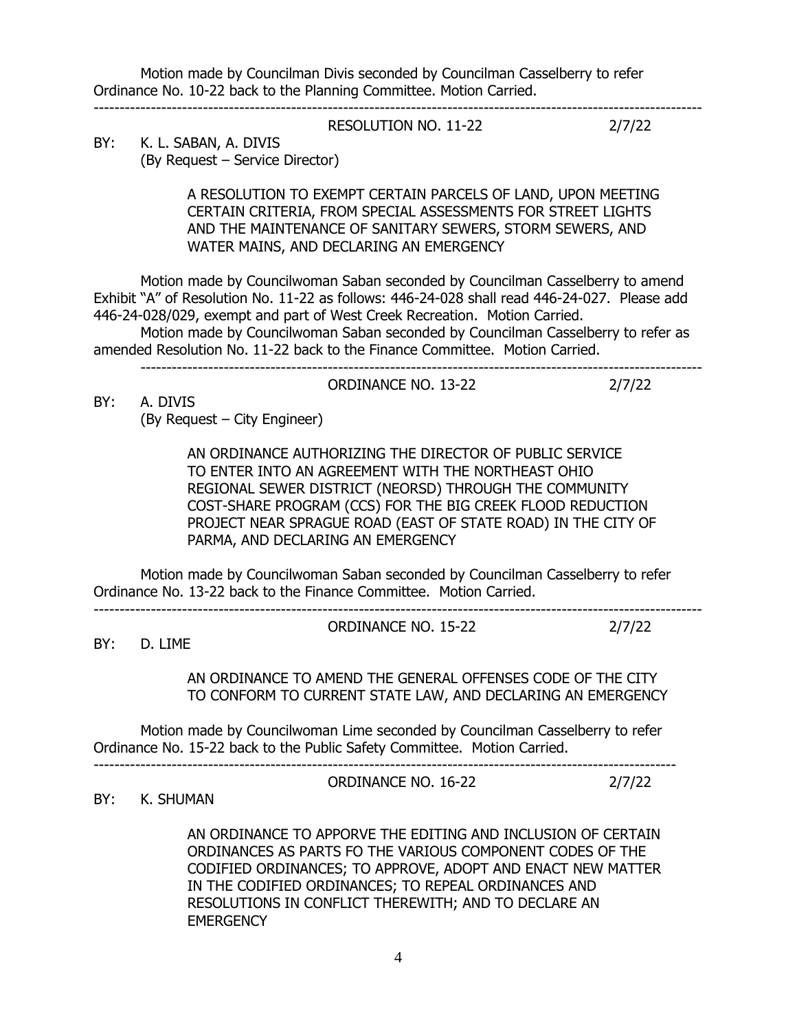Motion made by Councilman Divis seconded by Councilman Casselberry to refer Ordinance No. 10-22 back to the Planning Committee. Motion Carried.

---

RESOLUTION NO. 11-22 2/7/22

BY: K. L. SABAN, A. DIVIS
(By Request – Service Director)

A RESOLUTION TO EXEMPT CERTAIN PARCELS OF LAND, UPON MEETING CERTAIN CRITERIA, FROM SPECIAL ASSESSMENTS FOR STREET LIGHTS AND THE MAINTENANCE OF SANITARY SEWERS, STORM SEWERS, AND WATER MAINS, AND DECLARING AN EMERGENCY

Motion made by Councilwoman Saban seconded by Councilman Casselberry to amend Exhibit "A" of Resolution No. 11-22 as follows: 446-24-028 shall read 446-24-027. Please add 446-24-028/029, exempt and part of West Creek Recreation. Motion Carried.

Motion made by Councilwoman Saban seconded by Councilman Casselberry to refer as amended Resolution No. 11-22 back to the Finance Committee. Motion Carried.

---

ORDINANCE NO. 13-22 2/7/22

BY: A. DIVIS
(By Request – City Engineer)

AN ORDINANCE AUTHORIZING THE DIRECTOR OF PUBLIC SERVICE TO ENTER INTO AN AGREEMENT WITH THE NORTHEAST OHIO REGIONAL SEWER DISTRICT (NEORSD) THROUGH THE COMMUNITY COST-SHARE PROGRAM (CCS) FOR THE BIG CREEK FLOOD REDUCTION PROJECT NEAR SPRAGUE ROAD (EAST OF STATE ROAD) IN THE CITY OF PARMA, AND DECLARING AN EMERGENCY

Motion made by Councilwoman Saban seconded by Councilman Casselberry to refer Ordinance No. 13-22 back to the Finance Committee. Motion Carried.

---

ORDINANCE NO. 15-22 2/7/22

BY: D. LIME

AN ORDINANCE TO AMEND THE GENERAL OFFENSES CODE OF THE CITY TO CONFORM TO CURRENT STATE LAW, AND DECLARING AN EMERGENCY

Motion made by Councilwoman Lime seconded by Councilman Casselberry to refer Ordinance No. 15-22 back to the Public Safety Committee. Motion Carried.

---

ORDINANCE NO. 16-22 2/7/22

BY: K. SHUMAN

AN ORDINANCE TO APPORVE THE EDITING AND INCLUSION OF CERTAIN ORDINANCES AS PARTS FO THE VARIOUS COMPONENT CODES OF THE CODIFIED ORDINANCES; TO APPROVE, ADOPT AND ENACT NEW MATTER IN THE CODIFIED ORDINANCES; TO REPEAL ORDINANCES AND RESOLUTIONS IN CONFLICT THEREWITH; AND TO DECLARE AN EMERGENCY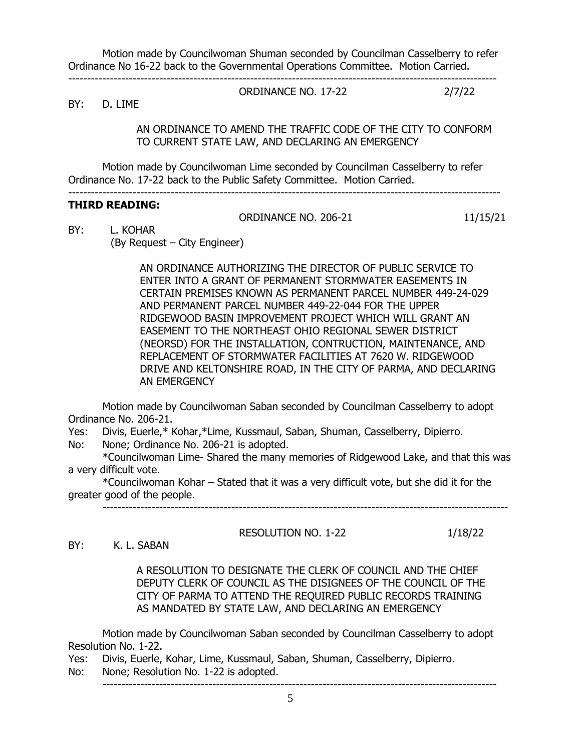Motion made by Councilwoman Shuman seconded by Councilman Casselberry to refer Ordinance No 16-22 back to the Governmental Operations Committee. Motion Carried.

---

ORDINANCE NO. 17-22 2/7/22

BY: D. LIME

AN ORDINANCE TO AMEND THE TRAFFIC CODE OF THE CITY TO CONFORM TO CURRENT STATE LAW, AND DECLARING AN EMERGENCY

Motion made by Councilwoman Lime seconded by Councilman Casselberry to refer Ordinance No. 17-22 back to the Public Safety Committee. Motion Carried.

---

**THIRD READING:**

ORDINANCE NO. 206-21 11/15/21

BY: L. KOHAR
(By Request – City Engineer)

AN ORDINANCE AUTHORIZING THE DIRECTOR OF PUBLIC SERVICE TO ENTER INTO A GRANT OF PERMANENT STORMWATER EASEMENTS IN CERTAIN PREMISES KNOWN AS PERMANENT PARCEL NUMBER 449-24-029 AND PERMANENT PARCEL NUMBER 449-22-044 FOR THE UPPER RIDGEWOOD BASIN IMPROVEMENT PROJECT WHICH WILL GRANT AN EASEMENT TO THE NORTHEAST OHIO REGIONAL SEWER DISTRICT (NEORSD) FOR THE INSTALLATION, CONTRUCTION, MAINTENANCE, AND REPLACEMENT OF STORMWATER FACILITIES AT 7620 W. RIDGEWOOD DRIVE AND KELTONSHIRE ROAD, IN THE CITY OF PARMA, AND DECLARING AN EMERGENCY

Motion made by Councilwoman Saban seconded by Councilman Casselberry to adopt Ordinance No. 206-21.

Yes: Divis, Euerle,* Kohar,*Lime, Kussmaul, Saban, Shuman, Casselberry, Dipierro.
No: None; Ordinance No. 206-21 is adopted.

*Councilwoman Lime- Shared the many memories of Ridgewood Lake, and that this was a very difficult vote.

*Councilwoman Kohar – Stated that it was a very difficult vote, but she did it for the greater good of the people.

---

RESOLUTION NO. 1-22 1/18/22

BY: K. L. SABAN

A RESOLUTION TO DESIGNATE THE CLERK OF COUNCIL AND THE CHIEF DEPUTY CLERK OF COUNCIL AS THE DISIGNEES OF THE COUNCIL OF THE CITY OF PARMA TO ATTEND THE REQUIRED PUBLIC RECORDS TRAINING AS MANDATED BY STATE LAW, AND DECLARING AN EMERGENCY

Motion made by Councilwoman Saban seconded by Councilman Casselberry to adopt Resolution No. 1-22.

Yes: Divis, Euerle, Kohar, Lime, Kussmaul, Saban, Shuman, Casselberry, Dipierro.
No: None; Resolution No. 1-22 is adopted.

---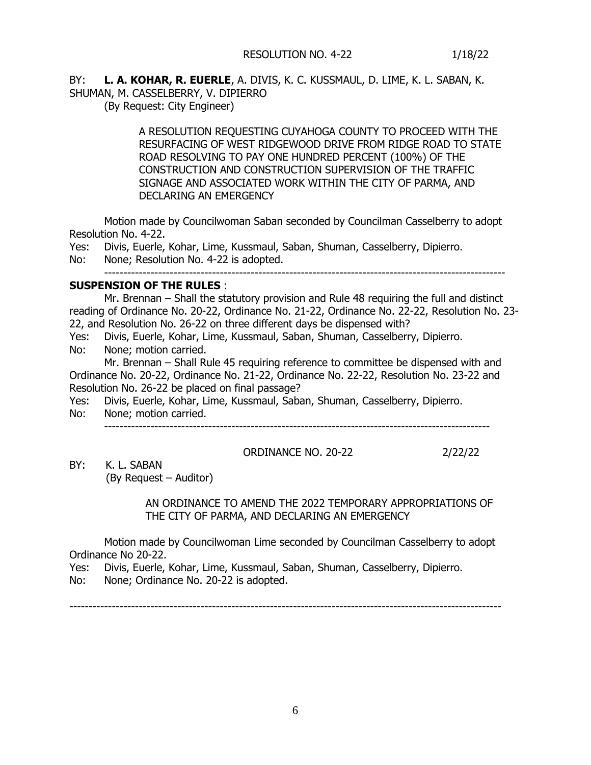RESOLUTION NO. 4-22 1/18/22

BY: **L. A. KOHAR, R. EUERLE**, A. DIVIS, K. C. KUSSMAUL, D. LIME, K. L. SABAN, K. SHUMAN, M. CASSELBERRY, V. DIPIERRO
(By Request: City Engineer)

A RESOLUTION REQUESTING CUYAHOGA COUNTY TO PROCEED WITH THE RESURFACING OF WEST RIDGEWOOD DRIVE FROM RIDGE ROAD TO STATE ROAD RESOLVING TO PAY ONE HUNDRED PERCENT (100%) OF THE CONSTRUCTION AND CONSTRUCTION SUPERVISION OF THE TRAFFIC SIGNAGE AND ASSOCIATED WORK WITHIN THE CITY OF PARMA, AND DECLARING AN EMERGENCY

Motion made by Councilwoman Saban seconded by Councilman Casselberry to adopt Resolution No. 4-22.

Yes: Divis, Euerle, Kohar, Lime, Kussmaul, Saban, Shuman, Casselberry, Dipierro.
No: None; Resolution No. 4-22 is adopted.

---

**SUSPENSION OF THE RULES** :

Mr. Brennan – Shall the statutory provision and Rule 48 requiring the full and distinct reading of Ordinance No. 20-22, Ordinance No. 21-22, Ordinance No. 22-22, Resolution No. 23-22, and Resolution No. 26-22 on three different days be dispensed with?

Yes: Divis, Euerle, Kohar, Lime, Kussmaul, Saban, Shuman, Casselberry, Dipierro.
No: None; motion carried.

Mr. Brennan – Shall Rule 45 requiring reference to committee be dispensed with and Ordinance No. 20-22, Ordinance No. 21-22, Ordinance No. 22-22, Resolution No. 23-22 and Resolution No. 26-22 be placed on final passage?

Yes: Divis, Euerle, Kohar, Lime, Kussmaul, Saban, Shuman, Casselberry, Dipierro.
No: None; motion carried.

---

ORDINANCE NO. 20-22 2/22/22

BY: K. L. SABAN
(By Request – Auditor)

AN ORDINANCE TO AMEND THE 2022 TEMPORARY APPROPRIATIONS OF THE CITY OF PARMA, AND DECLARING AN EMERGENCY

Motion made by Councilwoman Lime seconded by Councilman Casselberry to adopt Ordinance No 20-22.

Yes: Divis, Euerle, Kohar, Lime, Kussmaul, Saban, Shuman, Casselberry, Dipierro.
No: None; Ordinance No. 20-22 is adopted.

---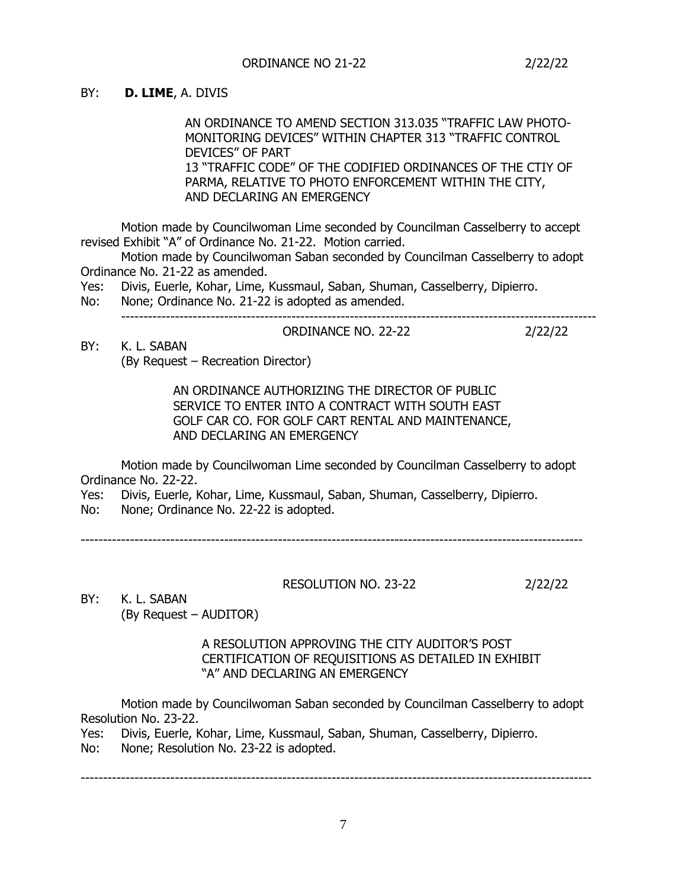ORDINANCE NO 21-22 2/22/22

BY: **D. LIME**, A. DIVIS

AN ORDINANCE TO AMEND SECTION 313.035 "TRAFFIC LAW PHOTO-MONITORING DEVICES" WITHIN CHAPTER 313 "TRAFFIC CONTROL DEVICES" OF PART
13 "TRAFFIC CODE" OF THE CODIFIED ORDINANCES OF THE CTIY OF PARMA, RELATIVE TO PHOTO ENFORCEMENT WITHIN THE CITY, AND DECLARING AN EMERGENCY

Motion made by Councilwoman Lime seconded by Councilman Casselberry to accept revised Exhibit "A" of Ordinance No. 21-22. Motion carried.

Motion made by Councilwoman Saban seconded by Councilman Casselberry to adopt Ordinance No. 21-22 as amended.

Yes: Divis, Euerle, Kohar, Lime, Kussmaul, Saban, Shuman, Casselberry, Dipierro.
No: None; Ordinance No. 21-22 is adopted as amended.

---

ORDINANCE NO. 22-22 2/22/22

BY: K. L. SABAN
(By Request – Recreation Director)

AN ORDINANCE AUTHORIZING THE DIRECTOR OF PUBLIC SERVICE TO ENTER INTO A CONTRACT WITH SOUTH EAST GOLF CAR CO. FOR GOLF CART RENTAL AND MAINTENANCE, AND DECLARING AN EMERGENCY

Motion made by Councilwoman Lime seconded by Councilman Casselberry to adopt Ordinance No. 22-22.

Yes: Divis, Euerle, Kohar, Lime, Kussmaul, Saban, Shuman, Casselberry, Dipierro.
No: None; Ordinance No. 22-22 is adopted.

---

RESOLUTION NO. 23-22 2/22/22

BY: K. L. SABAN
(By Request – AUDITOR)

A RESOLUTION APPROVING THE CITY AUDITOR'S POST CERTIFICATION OF REQUISITIONS AS DETAILED IN EXHIBIT "A" AND DECLARING AN EMERGENCY

Motion made by Councilwoman Saban seconded by Councilman Casselberry to adopt Resolution No. 23-22.

Yes: Divis, Euerle, Kohar, Lime, Kussmaul, Saban, Shuman, Casselberry, Dipierro.
No: None; Resolution No. 23-22 is adopted.

---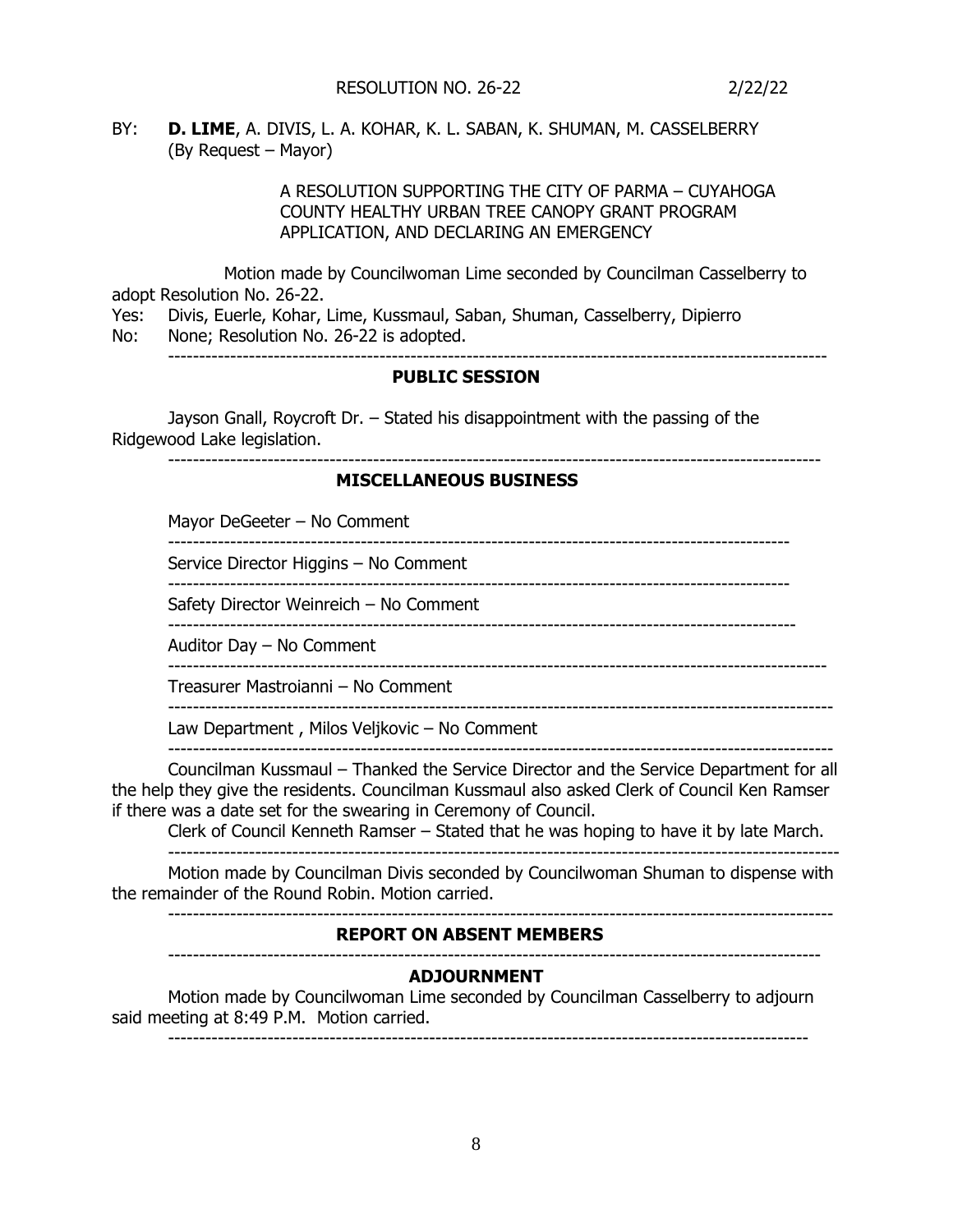RESOLUTION NO. 26-22 2/22/22

BY: **D. LIME**, A. DIVIS, L. A. KOHAR, K. L. SABAN, K. SHUMAN, M. CASSELBERRY (By Request – Mayor)

A RESOLUTION SUPPORTING THE CITY OF PARMA – CUYAHOGA COUNTY HEALTHY URBAN TREE CANOPY GRANT PROGRAM APPLICATION, AND DECLARING AN EMERGENCY

Motion made by Councilwoman Lime seconded by Councilman Casselberry to adopt Resolution No. 26-22.

Yes: Divis, Euerle, Kohar, Lime, Kussmaul, Saban, Shuman, Casselberry, Dipierro

No: None; Resolution No. 26-22 is adopted.

---

## PUBLIC SESSION

Jayson Gnall, Roycroft Dr. – Stated his disappointment with the passing of the Ridgewood Lake legislation.

---

## MISCELLANEOUS BUSINESS

Mayor DeGeeter – No Comment

---

Service Director Higgins – No Comment

---

Safety Director Weinreich – No Comment

---

Auditor Day – No Comment

---

Treasurer Mastroianni – No Comment

---

Law Department , Milos Veljkovic – No Comment

---

Councilman Kussmaul – Thanked the Service Director and the Service Department for all the help they give the residents. Councilman Kussmaul also asked Clerk of Council Ken Ramser if there was a date set for the swearing in Ceremony of Council.

Clerk of Council Kenneth Ramser – Stated that he was hoping to have it by late March.

---

Motion made by Councilman Divis seconded by Councilwoman Shuman to dispense with the remainder of the Round Robin. Motion carried.

---

## REPORT ON ABSENT MEMBERS

---

## ADJOURNMENT

Motion made by Councilwoman Lime seconded by Councilman Casselberry to adjourn said meeting at 8:49 P.M. Motion carried.

---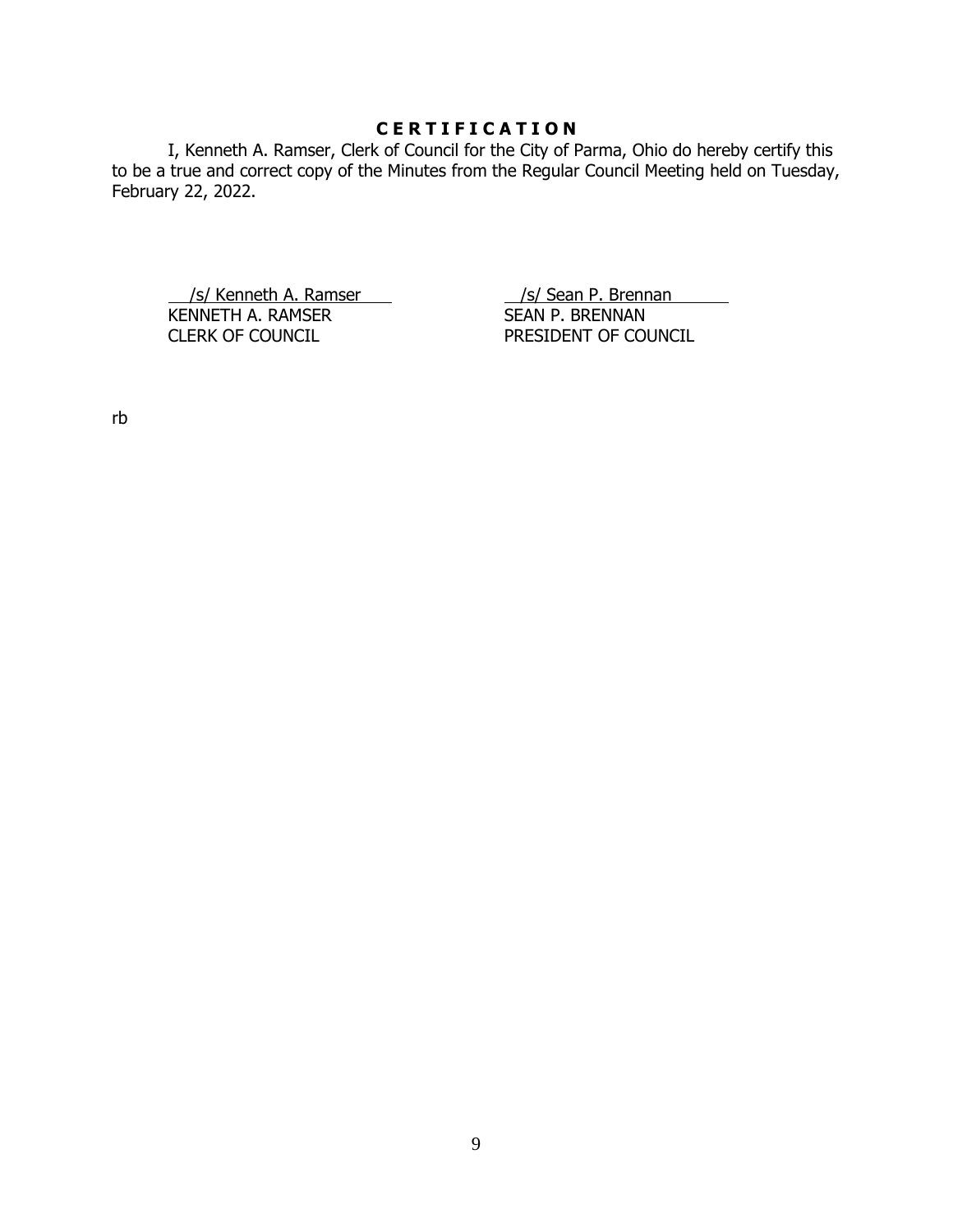## C E R T I F I C A T I O N

I, Kenneth A. Ramser, Clerk of Council for the City of Parma, Ohio do hereby certify this to be a true and correct copy of the Minutes from the Regular Council Meeting held on Tuesday, February 22, 2022.

/s/ Kenneth A. Ramser
KENNETH A. RAMSER
CLERK OF COUNCIL

/s/ Sean P. Brennan
SEAN P. BRENNAN
PRESIDENT OF COUNCIL

rb